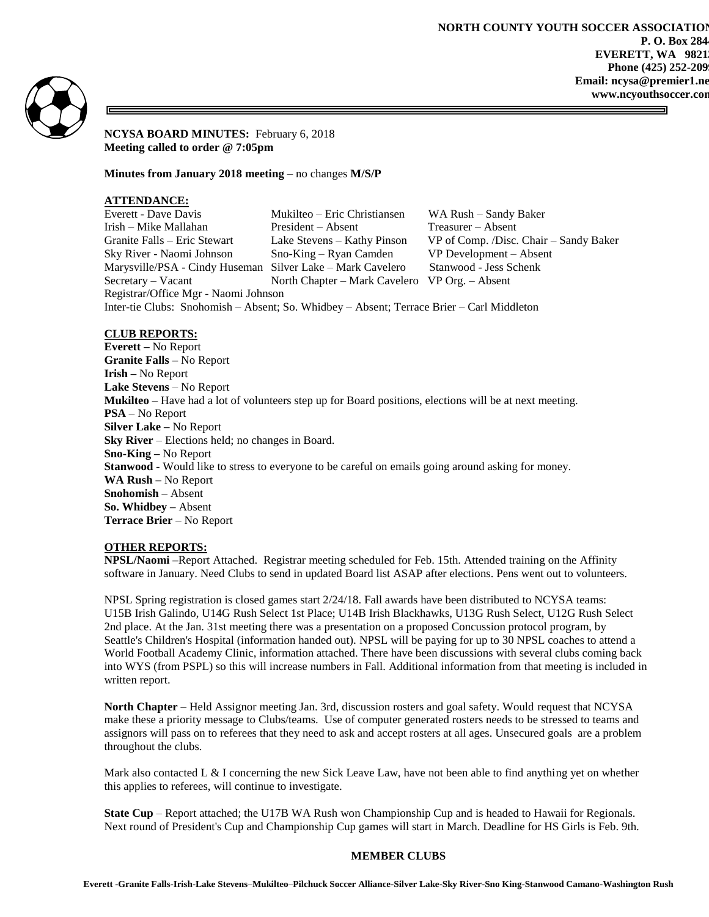**NORTH COUNTY YOUTH SOCCER ASSOCIATION**
**P. O. Box 284**
**EVERETT, WA 9821**
**Phone (425) 252-209**
**Email: ncysa@premier1.ne**
**www.ncyouthsoccer.com**

**NCYSA BOARD MINUTES:** February 6, 2018
**Meeting called to order @ 7:05pm**

**Minutes from January 2018 meeting** – no changes **M/S/P**

**ATTENDANCE:**

| | | |
|---|---|---|
| Everett - Dave Davis | Mukilteo – Eric Christiansen | WA Rush – Sandy Baker |
| Irish – Mike Mallahan | President – Absent | Treasurer – Absent |
| Granite Falls – Eric Stewart | Lake Stevens – Kathy Pinson | VP of Comp. /Disc. Chair – Sandy Baker |
| Sky River - Naomi Johnson | Sno-King – Ryan Camden | VP Development – Absent |
| Marysville/PSA - Cindy Huseman | Silver Lake – Mark Cavelero | Stanwood - Jess Schenk |
| Secretary – Vacant | North Chapter – Mark Cavelero | VP Org. – Absent |

Registrar/Office Mgr - Naomi Johnson
Inter-tie Clubs: Snohomish – Absent; So. Whidbey – Absent; Terrace Brier – Carl Middleton

**CLUB REPORTS:**
**Everett –** No Report
**Granite Falls –** No Report
**Irish –** No Report
**Lake Stevens** – No Report
**Mukilteo** – Have had a lot of volunteers step up for Board positions, elections will be at next meeting.
**PSA** – No Report
**Silver Lake –** No Report
**Sky River** – Elections held; no changes in Board.
**Sno-King –** No Report
**Stanwood** - Would like to stress to everyone to be careful on emails going around asking for money.
**WA Rush –** No Report
**Snohomish** – Absent
**So. Whidbey –** Absent
**Terrace Brier** – No Report

**OTHER REPORTS:**
**NPSL/Naomi –**Report Attached. Registrar meeting scheduled for Feb. 15th. Attended training on the Affinity software in January. Need Clubs to send in updated Board list ASAP after elections. Pens went out to volunteers.

NPSL Spring registration is closed games start 2/24/18. Fall awards have been distributed to NCYSA teams: U15B Irish Galindo, U14G Rush Select 1st Place; U14B Irish Blackhawks, U13G Rush Select, U12G Rush Select 2nd place. At the Jan. 31st meeting there was a presentation on a proposed Concussion protocol program, by Seattle's Children's Hospital (information handed out). NPSL will be paying for up to 30 NPSL coaches to attend a World Football Academy Clinic, information attached. There have been discussions with several clubs coming back into WYS (from PSPL) so this will increase numbers in Fall. Additional information from that meeting is included in written report.

**North Chapter** – Held Assignor meeting Jan. 3rd, discussion rosters and goal safety. Would request that NCYSA make these a priority message to Clubs/teams. Use of computer generated rosters needs to be stressed to teams and assignors will pass on to referees that they need to ask and accept rosters at all ages. Unsecured goals are a problem throughout the clubs.

Mark also contacted L & I concerning the new Sick Leave Law, have not been able to find anything yet on whether this applies to referees, will continue to investigate.

**State Cup** – Report attached; the U17B WA Rush won Championship Cup and is headed to Hawaii for Regionals. Next round of President's Cup and Championship Cup games will start in March. Deadline for HS Girls is Feb. 9th.

**MEMBER CLUBS**

**Everett -Granite Falls-Irish-Lake Stevens–Mukilteo–Pilchuck Soccer Alliance-Silver Lake-Sky River-Sno King-Stanwood Camano-Washington Rush**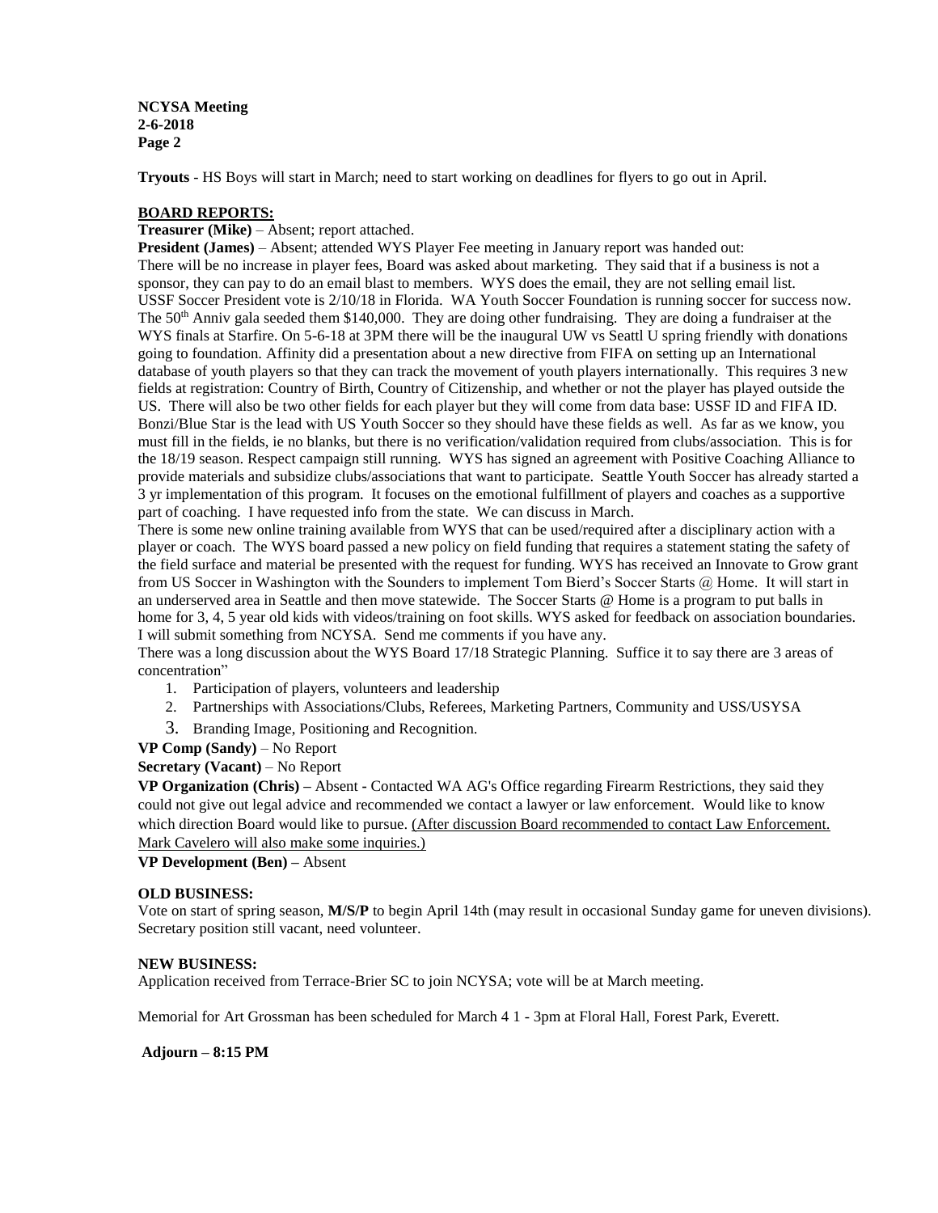**Tryouts** - HS Boys will start in March; need to start working on deadlines for flyers to go out in April.

**BOARD REPORTS:**

**Treasurer (Mike)** – Absent; report attached.

**President (James)** – Absent; attended WYS Player Fee meeting in January report was handed out:
There will be no increase in player fees, Board was asked about marketing. They said that if a business is not a sponsor, they can pay to do an email blast to members. WYS does the email, they are not selling email list. USSF Soccer President vote is 2/10/18 in Florida. WA Youth Soccer Foundation is running soccer for success now. The 50th Anniv gala seeded them $140,000. They are doing other fundraising. They are doing a fundraiser at the WYS finals at Starfire. On 5-6-18 at 3PM there will be the inaugural UW vs Seattl U spring friendly with donations going to foundation. Affinity did a presentation about a new directive from FIFA on setting up an International database of youth players so that they can track the movement of youth players internationally. This requires 3 new fields at registration: Country of Birth, Country of Citizenship, and whether or not the player has played outside the US. There will also be two other fields for each player but they will come from data base: USSF ID and FIFA ID. Bonzi/Blue Star is the lead with US Youth Soccer so they should have these fields as well. As far as we know, you must fill in the fields, ie no blanks, but there is no verification/validation required from clubs/association. This is for the 18/19 season. Respect campaign still running. WYS has signed an agreement with Positive Coaching Alliance to provide materials and subsidize clubs/associations that want to participate. Seattle Youth Soccer has already started a 3 yr implementation of this program. It focuses on the emotional fulfillment of players and coaches as a supportive part of coaching. I have requested info from the state. We can discuss in March.

There is some new online training available from WYS that can be used/required after a disciplinary action with a player or coach. The WYS board passed a new policy on field funding that requires a statement stating the safety of the field surface and material be presented with the request for funding. WYS has received an Innovate to Grow grant from US Soccer in Washington with the Sounders to implement Tom Bierd's Soccer Starts @ Home. It will start in an underserved area in Seattle and then move statewide. The Soccer Starts @ Home is a program to put balls in home for 3, 4, 5 year old kids with videos/training on foot skills. WYS asked for feedback on association boundaries. I will submit something from NCYSA. Send me comments if you have any.

There was a long discussion about the WYS Board 17/18 Strategic Planning. Suffice it to say there are 3 areas of concentration"

1. Participation of players, volunteers and leadership
2. Partnerships with Associations/Clubs, Referees, Marketing Partners, Community and USS/USYSA
3. Branding Image, Positioning and Recognition.

**VP Comp (Sandy)** – No Report

**Secretary (Vacant)** – No Report

**VP Organization (Chris) –** Absent - Contacted WA AG's Office regarding Firearm Restrictions, they said they could not give out legal advice and recommended we contact a lawyer or law enforcement. Would like to know which direction Board would like to pursue. <u>(After discussion Board recommended to contact Law Enforcement. Mark Cavelero will also make some inquiries.)</u>

**VP Development (Ben) –** Absent

**OLD BUSINESS:**

Vote on start of spring season, **M/S/P** to begin April 14th (may result in occasional Sunday game for uneven divisions). Secretary position still vacant, need volunteer.

**NEW BUSINESS:**

Application received from Terrace-Brier SC to join NCYSA; vote will be at March meeting.

Memorial for Art Grossman has been scheduled for March 4 1 - 3pm at Floral Hall, Forest Park, Everett.

**Adjourn – 8:15 PM**